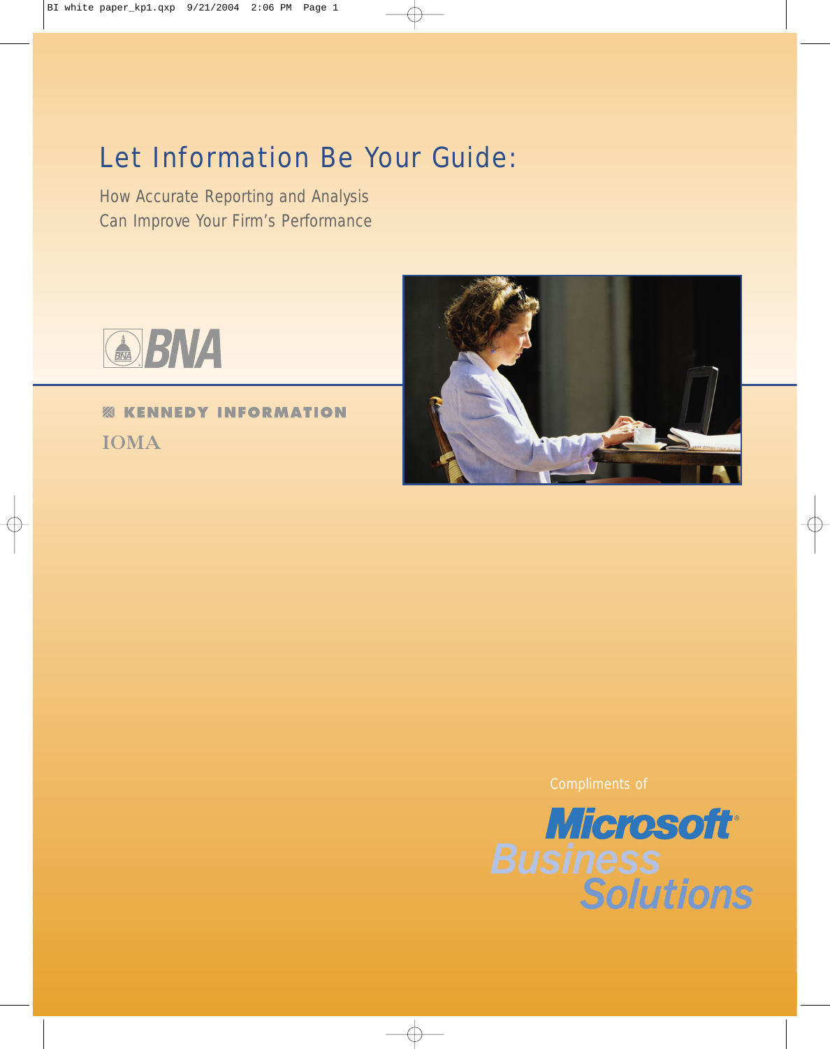# Let Information Be Your Guide:

How Accurate Reporting and Analysis
Can Improve Your Firm's Performance

BNA

KENNEDY INFORMATION

IOMA

Compliments of

Microsoft® Business Solutions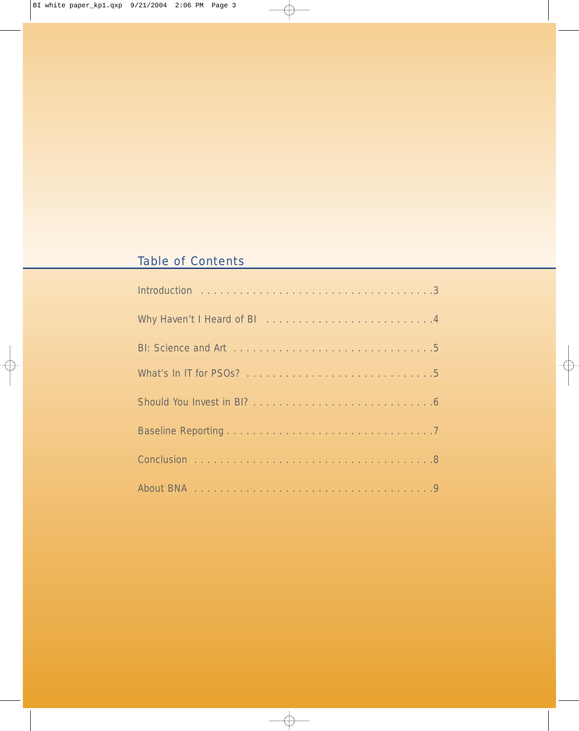## Table of Contents

Introduction . . . . . . . . . . . . . . . . . . . . . . . . . . . . . . . . . . . .3

Why Haven't I Heard of BI . . . . . . . . . . . . . . . . . . . . . . . . . .4

BI: Science and Art . . . . . . . . . . . . . . . . . . . . . . . . . . . . . .5

What's In IT for PSOs? . . . . . . . . . . . . . . . . . . . . . . . . . . . .5

Should You Invest in BI? . . . . . . . . . . . . . . . . . . . . . . . . . . .6

Baseline Reporting . . . . . . . . . . . . . . . . . . . . . . . . . . . . . . .7

Conclusion . . . . . . . . . . . . . . . . . . . . . . . . . . . . . . . . . . . .8

About BNA . . . . . . . . . . . . . . . . . . . . . . . . . . . . . . . . . . . .9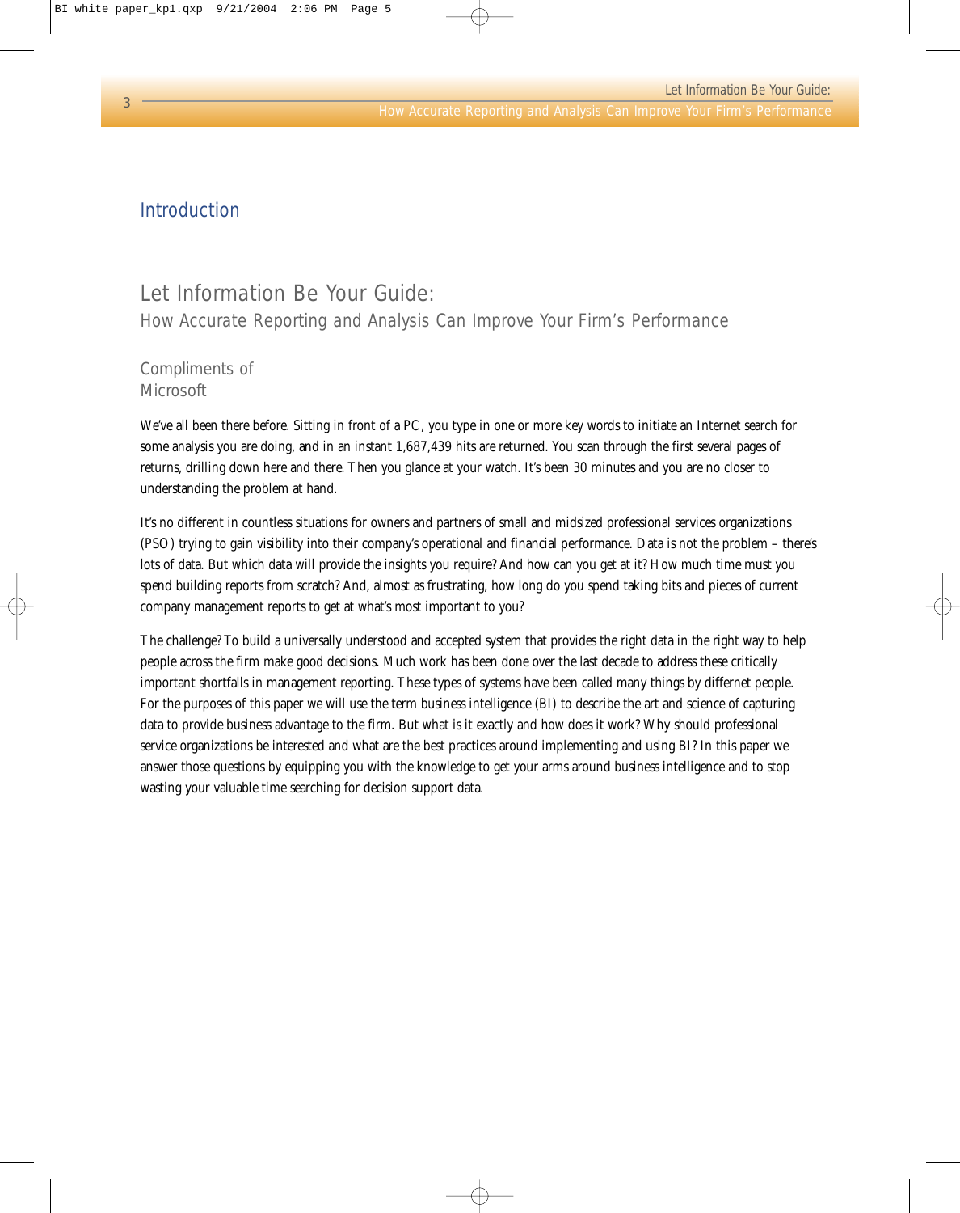# Introduction

## Let Information Be Your Guide:

### How Accurate Reporting and Analysis Can Improve Your Firm's Performance

Compliments of
Microsoft

We've all been there before. Sitting in front of a PC, you type in one or more key words to initiate an Internet search for some analysis you are doing, and in an instant 1,687,439 hits are returned. You scan through the first several pages of returns, drilling down here and there. Then you glance at your watch. It's been 30 minutes and you are no closer to understanding the problem at hand.

It's no different in countless situations for owners and partners of small and midsized professional services organizations (PSO) trying to gain visibility into their company's operational and financial performance. Data is not the problem – there's lots of data. But which data will provide the insights you require? And how can you get at it? How much time must you spend building reports from scratch? And, almost as frustrating, how long do you spend taking bits and pieces of current company management reports to get at what's most important to you?

The challenge? To build a universally understood and accepted system that provides the right data in the right way to help people across the firm make good decisions. Much work has been done over the last decade to address these critically important shortfalls in management reporting. These types of systems have been called many things by differnet people. For the purposes of this paper we will use the term business intelligence (BI) to describe the art and science of capturing data to provide business advantage to the firm. But what is it exactly and how does it work? Why should professional service organizations be interested and what are the best practices around implementing and using BI? In this paper we answer those questions by equipping you with the knowledge to get your arms around business intelligence and to stop wasting your valuable time searching for decision support data.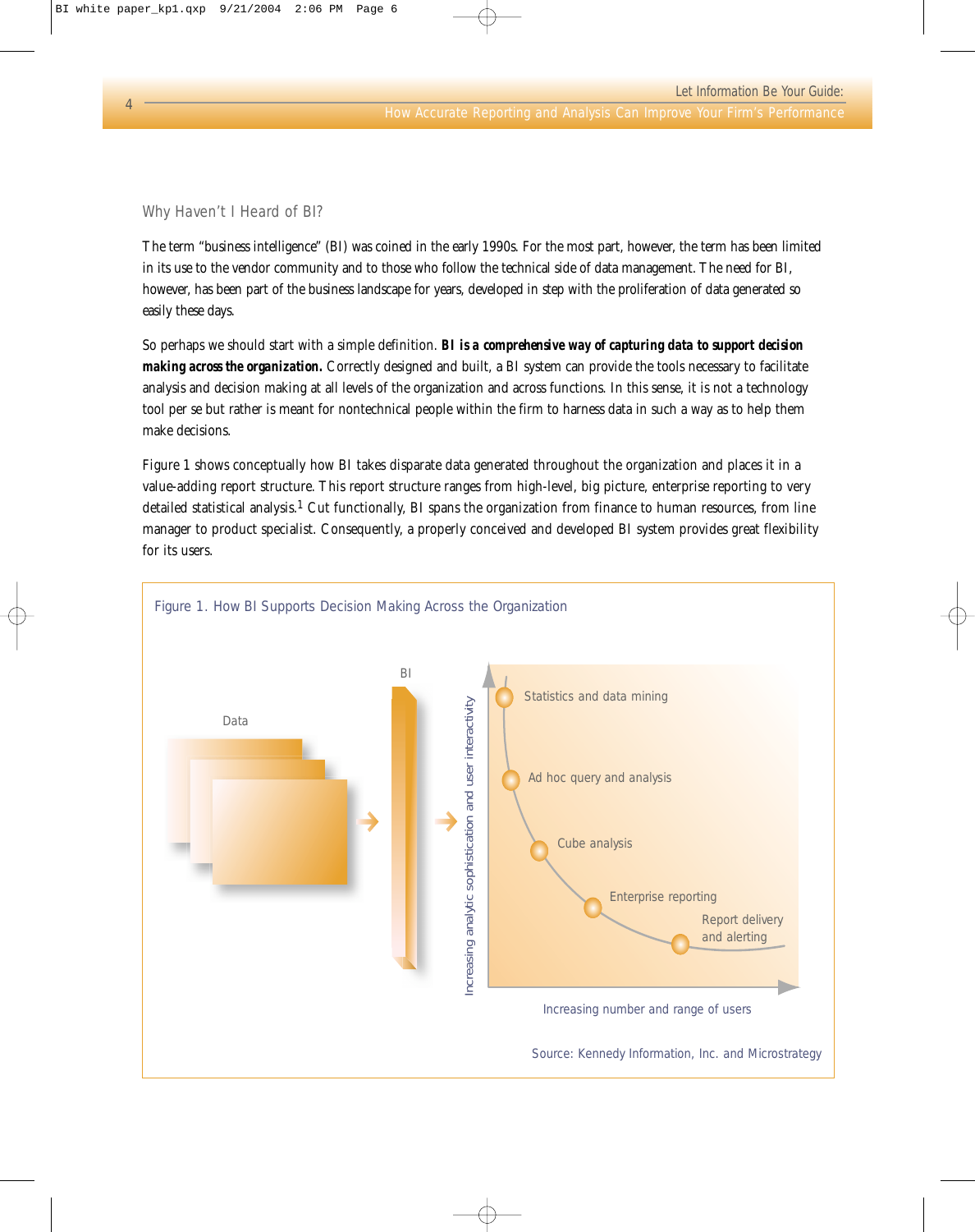## Why Haven't I Heard of BI?

The term "business intelligence" (BI) was coined in the early 1990s. For the most part, however, the term has been limited in its use to the vendor community and to those who follow the technical side of data management. The need for BI, however, has been part of the business landscape for years, developed in step with the proliferation of data generated so easily these days.

So perhaps we should start with a simple definition. ***BI is a comprehensive way of capturing data to support decision making across the organization.*** Correctly designed and built, a BI system can provide the tools necessary to facilitate analysis and decision making at all levels of the organization and across functions. In this sense, it is not a technology tool per se but rather is meant for nontechnical people within the firm to harness data in such a way as to help them make decisions.

Figure 1 shows conceptually how BI takes disparate data generated throughout the organization and places it in a value-adding report structure. This report structure ranges from high-level, big picture, enterprise reporting to very detailed statistical analysis.[1] Cut functionally, BI spans the organization from finance to human resources, from line manager to product specialist. Consequently, a properly conceived and developed BI system provides great flexibility for its users.

Figure 1. How BI Supports Decision Making Across the Organization

Data → BI →

Increasing analytic sophistication and user interactivity (vertical axis); Increasing number and range of users (horizontal axis)

- Statistics and data mining
- Ad hoc query and analysis
- Cube analysis
- Enterprise reporting
- Report delivery and alerting

Source: Kennedy Information, Inc. and Microstrategy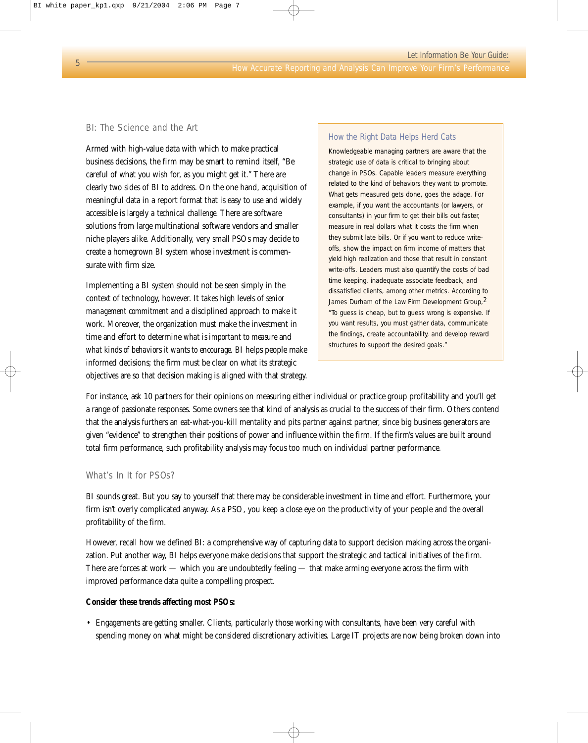## BI: The Science and the Art

Armed with high-value data with which to make practical business decisions, the firm may be smart to remind itself, "Be careful of what you wish for, as you might get it." There are clearly two sides of BI to address. On the one hand, acquisition of meaningful data in a report format that is easy to use and widely accessible is largely *a technical challenge*. There are software solutions from large multinational software vendors and smaller niche players alike. Additionally, very small PSOs may decide to create a homegrown BI system whose investment is commensurate with firm size.

Implementing a BI system should not be seen simply in the context of technology, however. It takes high levels of *senior management commitment* and a disciplined approach to make it work. Moreover, the organization must make the investment in time and effort to determine *what is important to measure* and *what kinds of behaviors it wants to encourage*. BI helps people make informed decisions; the firm must be clear on what its strategic objectives are so that decision making is aligned with that strategy.

### How the Right Data Helps Herd Cats

Knowledgeable managing partners are aware that the strategic use of data is critical to bringing about change in PSOs. Capable leaders measure everything related to the kind of behaviors they want to promote. What gets measured gets done, goes the adage. For example, if you want the accountants (or lawyers, or consultants) in your firm to get their bills out faster, measure in real dollars what it costs the firm when they submit late bills. Or if you want to reduce write-offs, show the impact on firm income of matters that yield high realization and those that result in constant write-offs. Leaders must also quantify the costs of bad time keeping, inadequate associate feedback, and dissatisfied clients, among other metrics. According to James Durham of the Law Firm Development Group,[2] "To guess is cheap, but to guess wrong is expensive. If you want results, you must gather data, communicate the findings, create accountability, and develop reward structures to support the desired goals."

For instance, ask 10 partners for their opinions on measuring either individual or practice group profitability and you'll get a range of passionate responses. Some owners see that kind of analysis as crucial to the success of their firm. Others contend that the analysis furthers an eat-what-you-kill mentality and pits partner against partner, since big business generators are given "evidence" to strengthen their positions of power and influence within the firm. If the firm's values are built around total firm performance, such profitability analysis may focus too much on individual partner performance.

## What's In It for PSOs?

BI sounds great. But you say to yourself that there may be considerable investment in time and effort. Furthermore, your firm isn't overly complicated anyway. As a PSO, you keep a close eye on the productivity of your people and the overall profitability of the firm.

However, recall how we defined BI: a comprehensive way of capturing data to support decision making across the organization. Put another way, BI helps everyone make decisions that support the strategic and tactical initiatives of the firm. There are forces at work — which you are undoubtedly feeling — that make arming everyone across the firm with improved performance data quite a compelling prospect.

**Consider these trends affecting most PSOs:**

- Engagements are getting smaller. Clients, particularly those working with consultants, have been very careful with spending money on what might be considered discretionary activities. Large IT projects are now being broken down into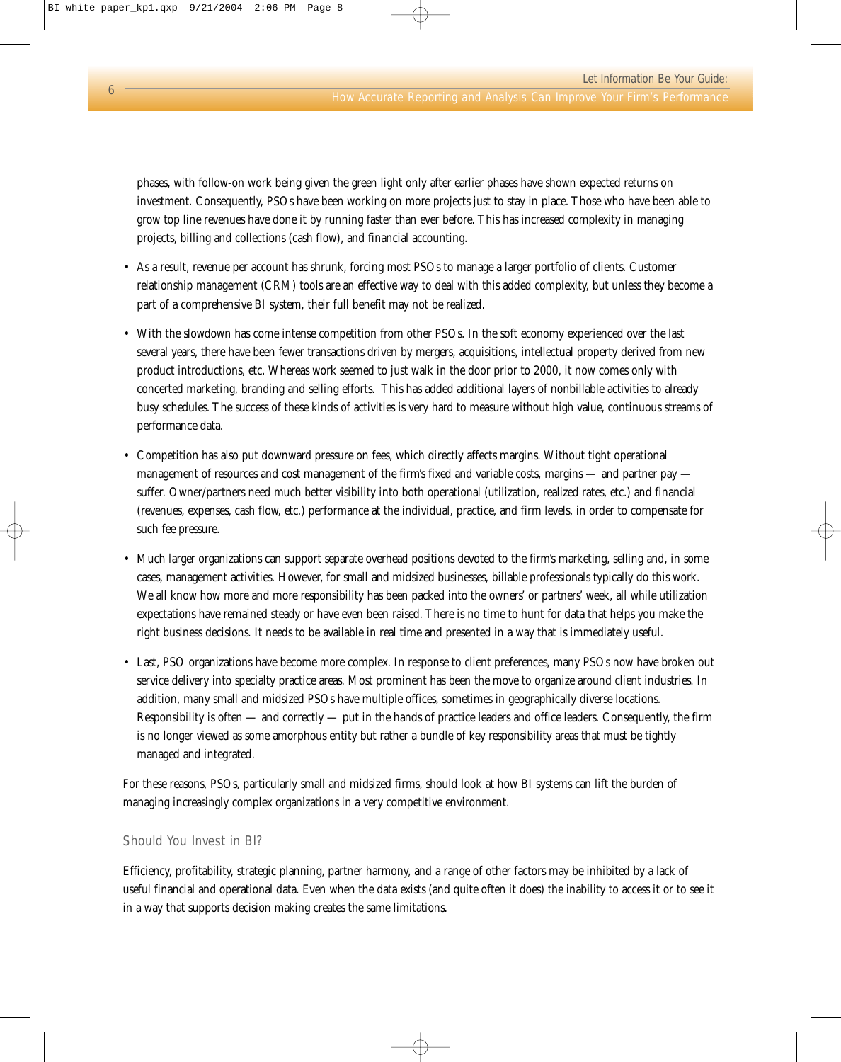phases, with follow-on work being given the green light only after earlier phases have shown expected returns on investment. Consequently, PSOs have been working on more projects just to stay in place. Those who have been able to grow top line revenues have done it by running faster than ever before. This has increased complexity in managing projects, billing and collections (cash flow), and financial accounting.

- As a result, revenue per account has shrunk, forcing most PSOs to manage a larger portfolio of clients. Customer relationship management (CRM) tools are an effective way to deal with this added complexity, but unless they become a part of a comprehensive BI system, their full benefit may not be realized.

- With the slowdown has come intense competition from other PSOs. In the soft economy experienced over the last several years, there have been fewer transactions driven by mergers, acquisitions, intellectual property derived from new product introductions, etc. Whereas work seemed to just walk in the door prior to 2000, it now comes only with concerted marketing, branding and selling efforts. This has added additional layers of nonbillable activities to already busy schedules. The success of these kinds of activities is very hard to measure without high value, continuous streams of performance data.

- Competition has also put downward pressure on fees, which directly affects margins. Without tight operational management of resources and cost management of the firm's fixed and variable costs, margins — and partner pay — suffer. Owner/partners need much better visibility into both operational (utilization, realized rates, etc.) and financial (revenues, expenses, cash flow, etc.) performance at the individual, practice, and firm levels, in order to compensate for such fee pressure.

- Much larger organizations can support separate overhead positions devoted to the firm's marketing, selling and, in some cases, management activities. However, for small and midsized businesses, billable professionals typically do this work. We all know how more and more responsibility has been packed into the owners' or partners' week, all while utilization expectations have remained steady or have even been raised. There is no time to hunt for data that helps you make the right business decisions. It needs to be available in real time and presented in a way that is immediately useful.

- Last, PSO organizations have become more complex. In response to client preferences, many PSOs now have broken out service delivery into specialty practice areas. Most prominent has been the move to organize around client industries. In addition, many small and midsized PSOs have multiple offices, sometimes in geographically diverse locations. Responsibility is often — and correctly — put in the hands of practice leaders and office leaders. Consequently, the firm is no longer viewed as some amorphous entity but rather a bundle of key responsibility areas that must be tightly managed and integrated.

For these reasons, PSOs, particularly small and midsized firms, should look at how BI systems can lift the burden of managing increasingly complex organizations in a very competitive environment.

## Should You Invest in BI?

Efficiency, profitability, strategic planning, partner harmony, and a range of other factors may be inhibited by a lack of useful financial and operational data. Even when the data exists (and quite often it does) the inability to access it or to see it in a way that supports decision making creates the same limitations.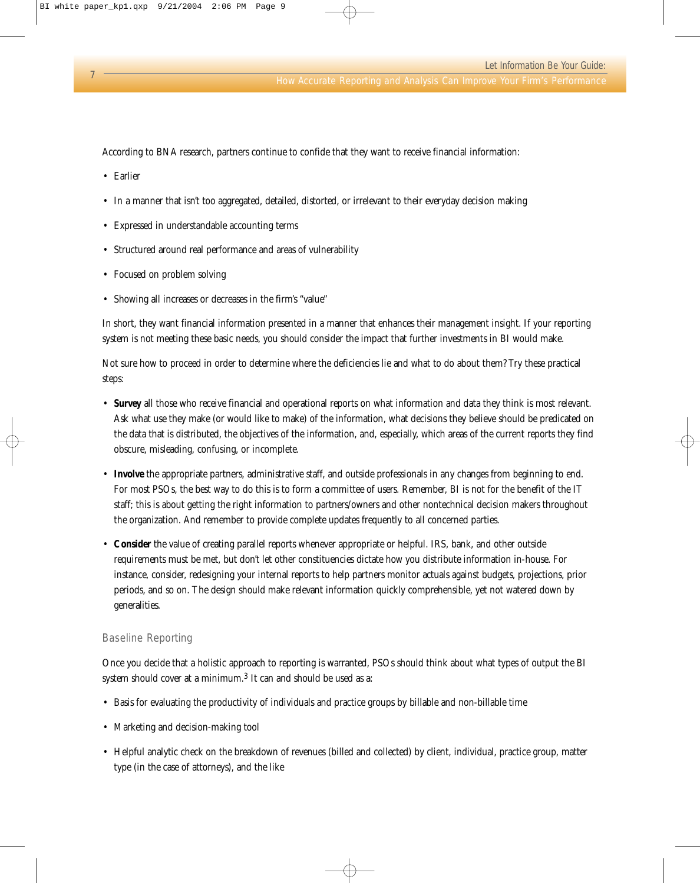According to BNA research, partners continue to confide that they want to receive financial information:

- Earlier
- In a manner that isn't too aggregated, detailed, distorted, or irrelevant to their everyday decision making
- Expressed in understandable accounting terms
- Structured around real performance and areas of vulnerability
- Focused on problem solving
- Showing all increases or decreases in the firm's "value"

In short, they want financial information presented in a manner that enhances their management insight. If your reporting system is not meeting these basic needs, you should consider the impact that further investments in BI would make.

Not sure how to proceed in order to determine where the deficiencies lie and what to do about them? Try these practical steps:

- **Survey** all those who receive financial and operational reports on what information and data they think is most relevant. Ask what use they make (or would like to make) of the information, what decisions they believe should be predicated on the data that is distributed, the objectives of the information, and, especially, which areas of the current reports they find obscure, misleading, confusing, or incomplete.
- **Involve** the appropriate partners, administrative staff, and outside professionals in any changes from beginning to end. For most PSOs, the best way to do this is to form a committee of users. Remember, BI is not for the benefit of the IT staff; this is about getting the right information to partners/owners and other nontechnical decision makers throughout the organization. And remember to provide complete updates frequently to all concerned parties.
- **Consider** the value of creating parallel reports whenever appropriate or helpful. IRS, bank, and other outside requirements must be met, but don't let other constituencies dictate how you distribute information in-house. For instance, consider, redesigning your internal reports to help partners monitor actuals against budgets, projections, prior periods, and so on. The design should make relevant information quickly comprehensible, yet not watered down by generalities.

## Baseline Reporting

Once you decide that a holistic approach to reporting is warranted, PSOs should think about what types of output the BI system should cover at a minimum.[3] It can and should be used as a:

- Basis for evaluating the productivity of individuals and practice groups by billable and non-billable time
- Marketing and decision-making tool
- Helpful analytic check on the breakdown of revenues (billed and collected) by client, individual, practice group, matter type (in the case of attorneys), and the like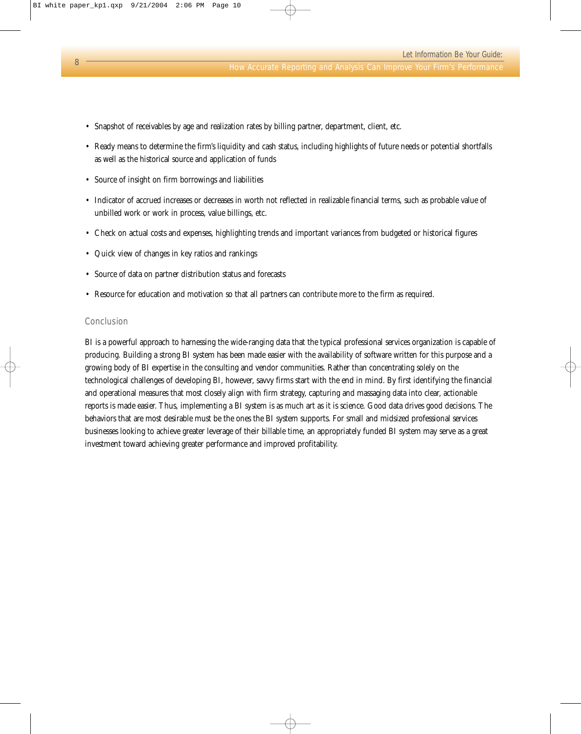- Snapshot of receivables by age and realization rates by billing partner, department, client, etc.
- Ready means to determine the firm's liquidity and cash status, including highlights of future needs or potential shortfalls as well as the historical source and application of funds
- Source of insight on firm borrowings and liabilities
- Indicator of accrued increases or decreases in worth not reflected in realizable financial terms, such as probable value of unbilled work or work in process, value billings, etc.
- Check on actual costs and expenses, highlighting trends and important variances from budgeted or historical figures
- Quick view of changes in key ratios and rankings
- Source of data on partner distribution status and forecasts
- Resource for education and motivation so that all partners can contribute more to the firm as required.

## Conclusion

BI is a powerful approach to harnessing the wide-ranging data that the typical professional services organization is capable of producing. Building a strong BI system has been made easier with the availability of software written for this purpose and a growing body of BI expertise in the consulting and vendor communities. Rather than concentrating solely on the technological challenges of developing BI, however, savvy firms start with the end in mind. By first identifying the financial and operational measures that most closely align with firm strategy, capturing and massaging data into clear, actionable reports is made easier. Thus, implementing a BI system is as much art as it is science. Good data drives good decisions. The behaviors that are most desirable must be the ones the BI system supports. For small and midsized professional services businesses looking to achieve greater leverage of their billable time, an appropriately funded BI system may serve as a great investment toward achieving greater performance and improved profitability.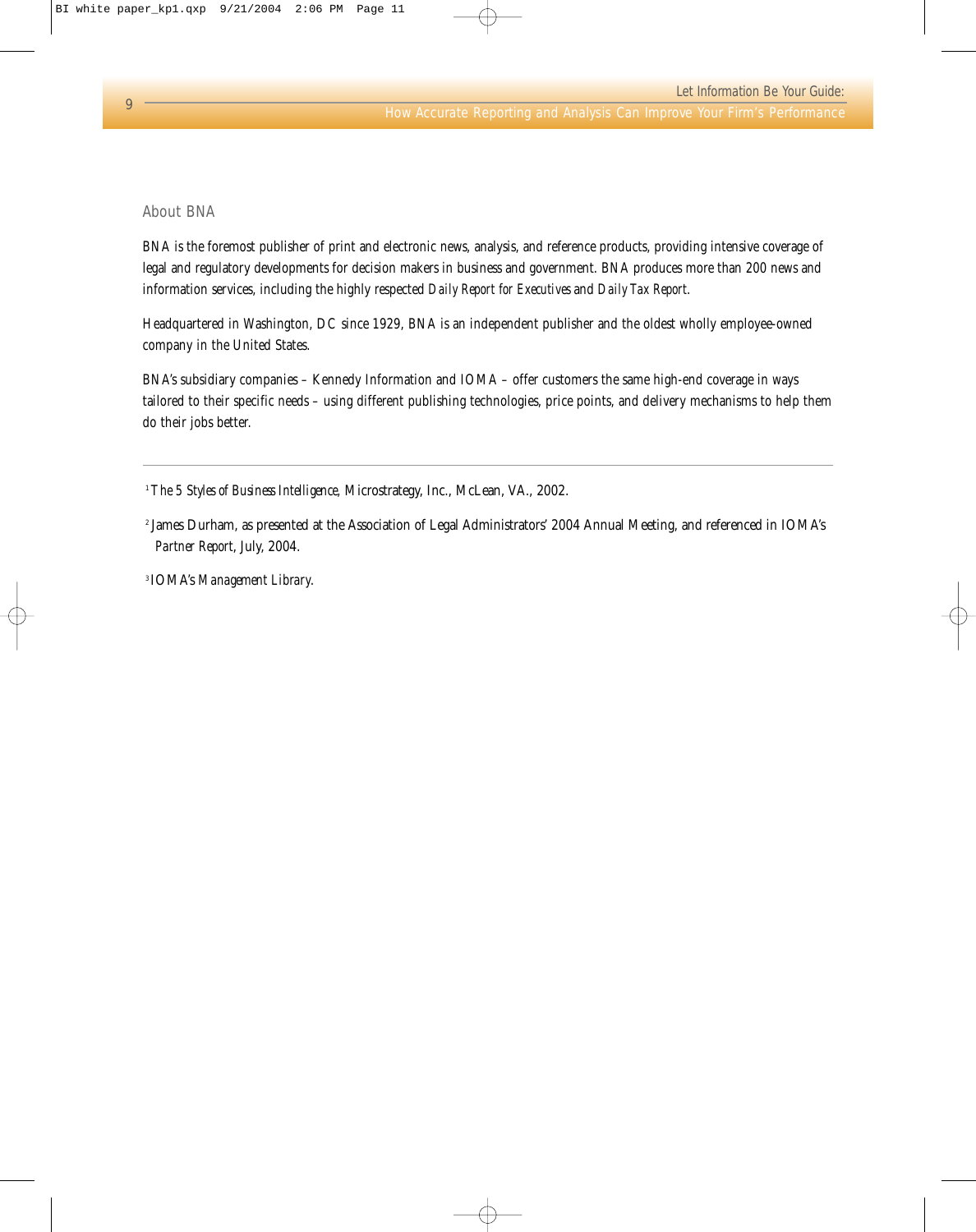## About BNA

BNA is the foremost publisher of print and electronic news, analysis, and reference products, providing intensive coverage of legal and regulatory developments for decision makers in business and government. BNA produces more than 200 news and information services, including the highly respected *Daily Report for Executives* and *Daily Tax Report*.

Headquartered in Washington, DC since 1929, BNA is an independent publisher and the oldest wholly employee-owned company in the United States.

BNA's subsidiary companies – Kennedy Information and IOMA – offer customers the same high-end coverage in ways tailored to their specific needs – using different publishing technologies, price points, and delivery mechanisms to help them do their jobs better.

---

[1] *The 5 Styles of Business Intelligence*, Microstrategy, Inc., McLean, VA., 2002.

[2] James Durham, as presented at the Association of Legal Administrators' 2004 Annual Meeting, and referenced in IOMA's *Partner Report*, July, 2004.

[3] IOMA's *Management Library*.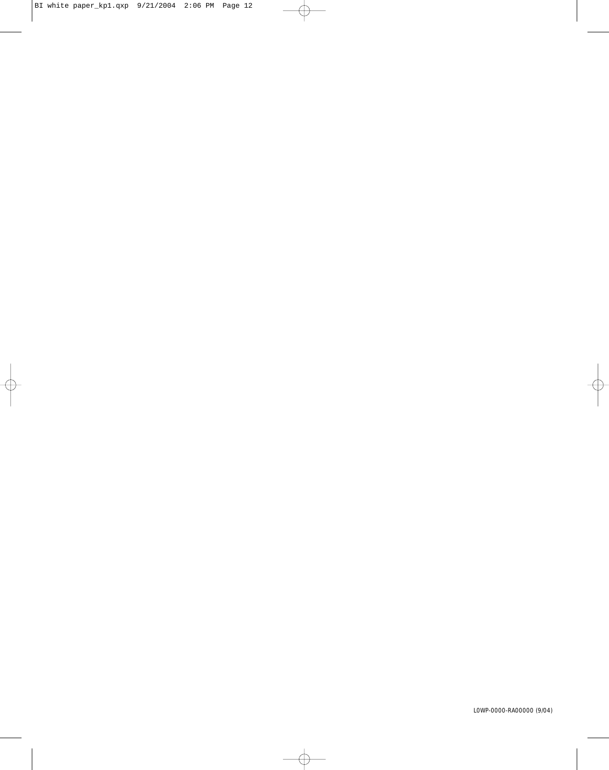L0WP-0000-RA00000 (9/04)